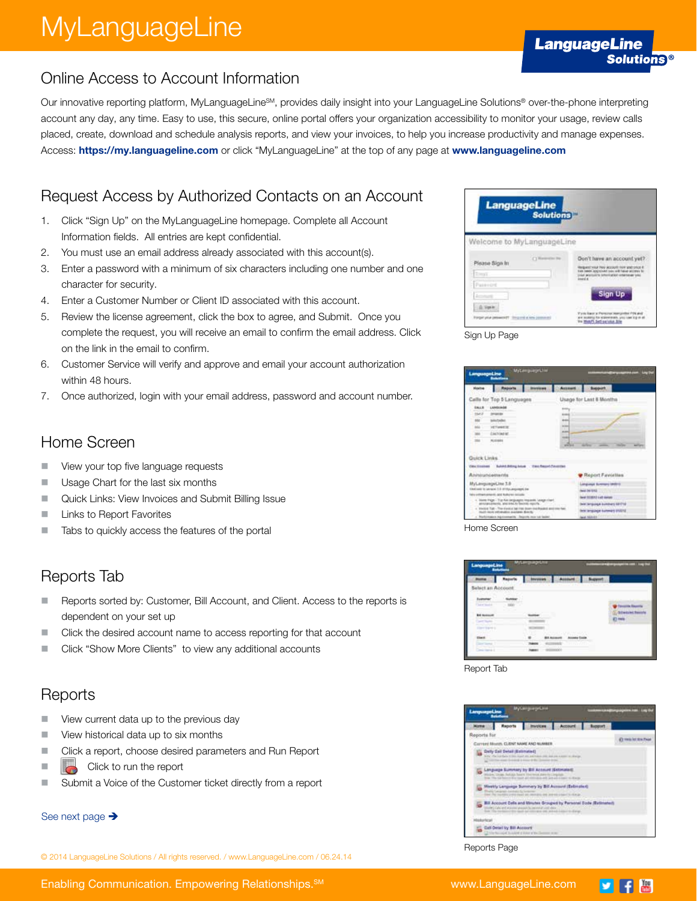# MyLanguageLine

## Online Access to Account Information

Our innovative reporting platform, MyLanguageLine[SM], provides daily insight into your LanguageLine Solutions® over-the-phone interpreting account any day, any time. Easy to use, this secure, online portal offers your organization accessibility to monitor your usage, review calls placed, create, download and schedule analysis reports, and view your invoices, to help you increase productivity and manage expenses. Access: **https://my.languageline.com** or click "MyLanguageLine" at the top of any page at **www.languageline.com**

## Request Access by Authorized Contacts on an Account

1. Click "Sign Up" on the MyLanguageLine homepage. Complete all Account Information fields. All entries are kept confidential.
2. You must use an email address already associated with this account(s).
3. Enter a password with a minimum of six characters including one number and one character for security.
4. Enter a Customer Number or Client ID associated with this account.
5. Review the license agreement, click the box to agree, and Submit. Once you complete the request, you will receive an email to confirm the email address. Click on the link in the email to confirm.
6. Customer Service will verify and approve and email your account authorization within 48 hours.
7. Once authorized, login with your email address, password and account number.

Sign Up Page

## Home Screen

- View your top five language requests
- Usage Chart for the last six months
- Quick Links: View Invoices and Submit Billing Issue
- Links to Report Favorites
- Tabs to quickly access the features of the portal

Home Screen

## Reports Tab

- Reports sorted by: Customer, Bill Account, and Client. Access to the reports is dependent on your set up
- Click the desired account name to access reporting for that account
- Click "Show More Clients" to view any additional accounts

Report Tab

## Reports

- View current data up to the previous day
- View historical data up to six months
- Click a report, choose desired parameters and Run Report
- Click to run the report
- Submit a Voice of the Customer ticket directly from a report

Reports Page

See next page ➔

© 2014 LanguageLine Solutions / All rights reserved. / www.LanguageLine.com / 06.24.14

Enabling Communication. Empowering Relationships.[SM] www.LanguageLine.com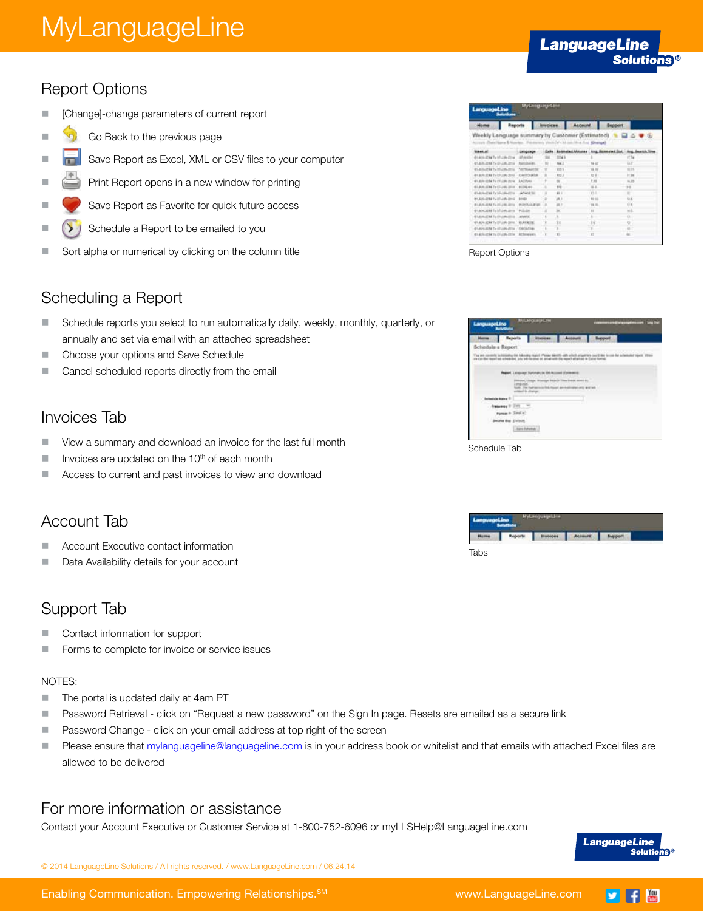# MyLanguageLine

## Report Options

- [Change]-change parameters of current report
- Go Back to the previous page
- Save Report as Excel, XML or CSV files to your computer
- Print Report opens in a new window for printing
- Save Report as Favorite for quick future access
- Schedule a Report to be emailed to you
- Sort alpha or numerical by clicking on the column title

Report Options

## Scheduling a Report

- Schedule reports you select to run automatically daily, weekly, monthly, quarterly, or annually and set via email with an attached spreadsheet
- Choose your options and Save Schedule
- Cancel scheduled reports directly from the email

Schedule Tab

## Invoices Tab

- View a summary and download an invoice for the last full month
- Invoices are updated on the 10th of each month
- Access to current and past invoices to view and download

## Account Tab

- Account Executive contact information
- Data Availability details for your account

Tabs

## Support Tab

- Contact information for support
- Forms to complete for invoice or service issues

NOTES:

- The portal is updated daily at 4am PT
- Password Retrieval - click on "Request a new password" on the Sign In page. Resets are emailed as a secure link
- Password Change - click on your email address at top right of the screen
- Please ensure that mylanguageline@languageline.com is in your address book or whitelist and that emails with attached Excel files are allowed to be delivered

## For more information or assistance

Contact your Account Executive or Customer Service at 1-800-752-6096 or myLLSHelp@LanguageLine.com

© 2014 LanguageLine Solutions / All rights reserved. / www.LanguageLine.com / 06.24.14

Enabling Communication. Empowering Relationships.SM www.LanguageLine.com